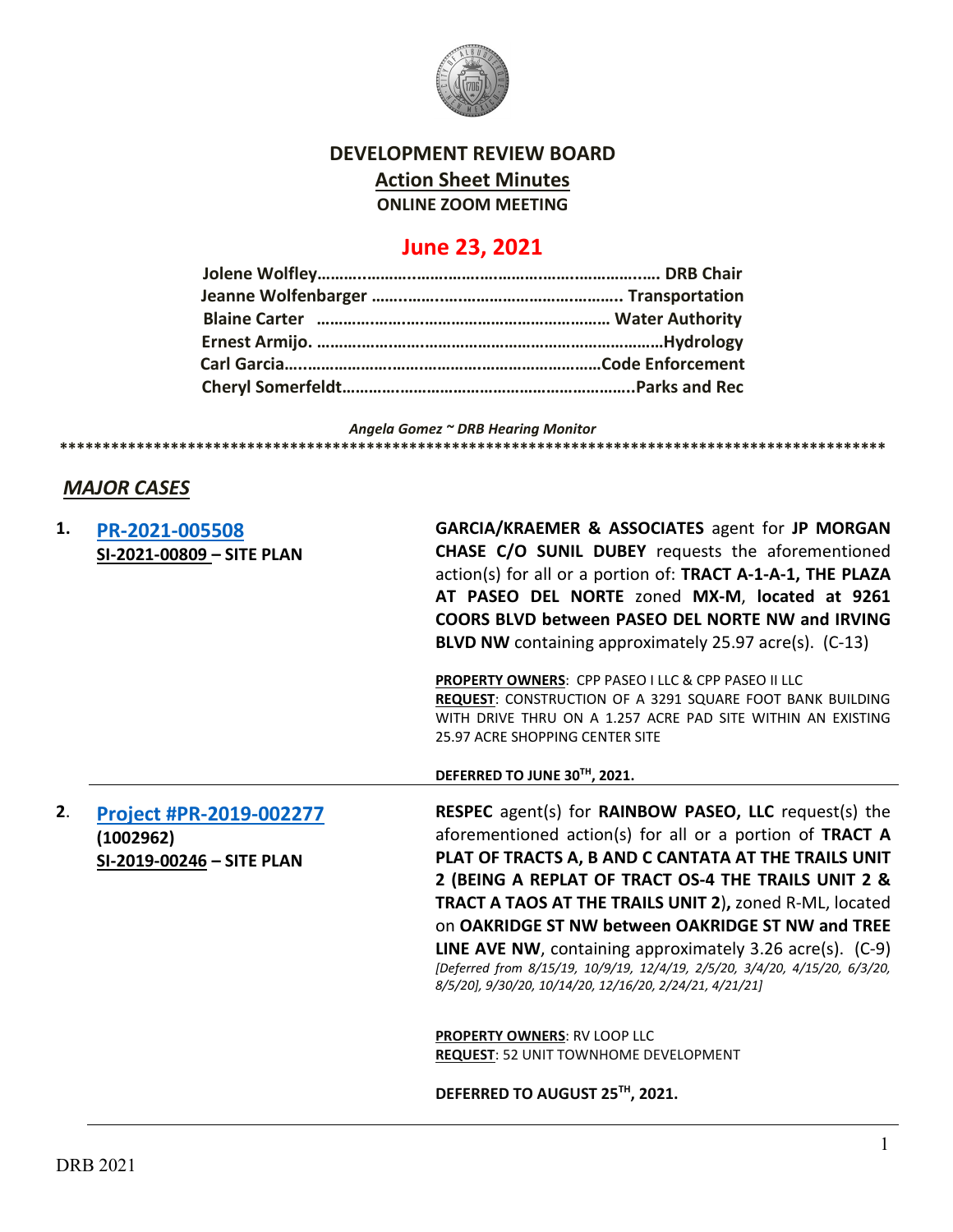# DEVELOPMENT REVIEW BOARD

## Action Sheet Minutes

**ONLINE ZOOM MEETING**

## June 23, 2021

**Jolene Wolfley……………………………………………………………… DRB Chair**
**Jeanne Wolfenbarger ……………………………………………….. Transportation**
**Blaine Carter ………………………………………………………… Water Authority**
**Ernest Armijo. ………………………………………………………………Hydrology**
**Carl Garcia…………………………………………………………………Code Enforcement**
**Cheryl Somerfeldt…………………………………………………………..Parks and Rec**

*Angela Gomez ~ DRB Hearing Monitor*

****************************************************************************************************

## *MAJOR CASES*

**1. PR-2021-005508**
**SI-2021-00809 – SITE PLAN**

**GARCIA/KRAEMER & ASSOCIATES** agent for **JP MORGAN CHASE C/O SUNIL DUBEY** requests the aforementioned action(s) for all or a portion of: **TRACT A-1-A-1, THE PLAZA AT PASEO DEL NORTE** zoned **MX-M**, **located at 9261 COORS BLVD between PASEO DEL NORTE NW and IRVING BLVD NW** containing approximately 25.97 acre(s). (C-13)

**PROPERTY OWNERS**: CPP PASEO I LLC & CPP PASEO II LLC
**REQUEST**: CONSTRUCTION OF A 3291 SQUARE FOOT BANK BUILDING WITH DRIVE THRU ON A 1.257 ACRE PAD SITE WITHIN AN EXISTING 25.97 ACRE SHOPPING CENTER SITE

**DEFERRED TO JUNE 30TH, 2021.**

---

**2. Project #PR-2019-002277**
**(1002962)**
**SI-2019-00246 – SITE PLAN**

**RESPEC** agent(s) for **RAINBOW PASEO, LLC** request(s) the aforementioned action(s) for all or a portion of **TRACT A PLAT OF TRACTS A, B AND C CANTATA AT THE TRAILS UNIT 2 (BEING A REPLAT OF TRACT OS-4 THE TRAILS UNIT 2 & TRACT A TAOS AT THE TRAILS UNIT 2),** zoned R-ML, located on **OAKRIDGE ST NW between OAKRIDGE ST NW and TREE LINE AVE NW**, containing approximately 3.26 acre(s). (C-9) *[Deferred from 8/15/19, 10/9/19, 12/4/19, 2/5/20, 3/4/20, 4/15/20, 6/3/20, 8/5/20], 9/30/20, 10/14/20, 12/16/20, 2/24/21, 4/21/21]*

**PROPERTY OWNERS**: RV LOOP LLC
**REQUEST**: 52 UNIT TOWNHOME DEVELOPMENT

**DEFERRED TO AUGUST 25TH, 2021.**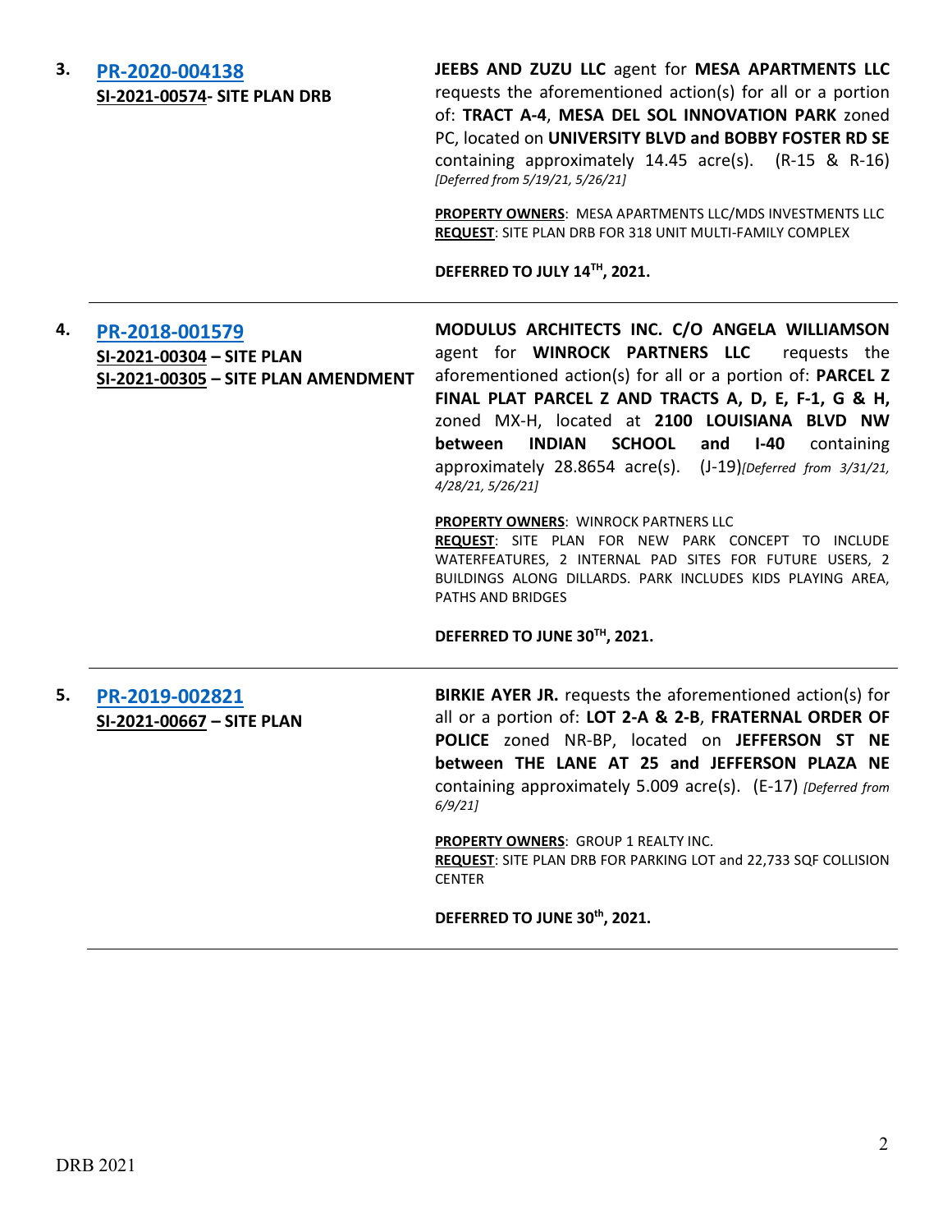| | | |
|---|---|---|
| 3. | **PR-2020-004138**<br>**SI-2021-00574- SITE PLAN DRB** | **JEEBS AND ZUZU LLC** agent for **MESA APARTMENTS LLC** requests the aforementioned action(s) for all or a portion of: **TRACT A-4**, **MESA DEL SOL INNOVATION PARK** zoned PC, located on **UNIVERSITY BLVD and BOBBY FOSTER RD SE** containing approximately 14.45 acre(s). (R-15 & R-16) *[Deferred from 5/19/21, 5/26/21]*<br><br>**PROPERTY OWNERS**: MESA APARTMENTS LLC/MDS INVESTMENTS LLC<br>**REQUEST**: SITE PLAN DRB FOR 318 UNIT MULTI-FAMILY COMPLEX<br><br>**DEFERRED TO JULY 14TH, 2021.** |
| 4. | **PR-2018-001579**<br>**SI-2021-00304 – SITE PLAN**<br>**SI-2021-00305 – SITE PLAN AMENDMENT** | **MODULUS ARCHITECTS INC. C/O ANGELA WILLIAMSON** agent for **WINROCK PARTNERS LLC** requests the aforementioned action(s) for all or a portion of: **PARCEL Z FINAL PLAT PARCEL Z AND TRACTS A, D, E, F-1, G & H,** zoned MX-H, located at **2100 LOUISIANA BLVD NW between INDIAN SCHOOL and I-40** containing approximately 28.8654 acre(s). (J-19)*[Deferred from 3/31/21, 4/28/21, 5/26/21]*<br><br>**PROPERTY OWNERS**: WINROCK PARTNERS LLC<br>**REQUEST**: SITE PLAN FOR NEW PARK CONCEPT TO INCLUDE WATERFEATURES, 2 INTERNAL PAD SITES FOR FUTURE USERS, 2 BUILDINGS ALONG DILLARDS. PARK INCLUDES KIDS PLAYING AREA, PATHS AND BRIDGES<br><br>**DEFERRED TO JUNE 30TH, 2021.** |
| 5. | **PR-2019-002821**<br>**SI-2021-00667 – SITE PLAN** | **BIRKIE AYER JR.** requests the aforementioned action(s) for all or a portion of: **LOT 2-A & 2-B**, **FRATERNAL ORDER OF POLICE** zoned NR-BP, located on **JEFFERSON ST NE between THE LANE AT 25 and JEFFERSON PLAZA NE** containing approximately 5.009 acre(s). (E-17) *[Deferred from 6/9/21]*<br><br>**PROPERTY OWNERS**: GROUP 1 REALTY INC.<br>**REQUEST**: SITE PLAN DRB FOR PARKING LOT and 22,733 SQF COLLISION CENTER<br><br>**DEFERRED TO JUNE 30th, 2021.** |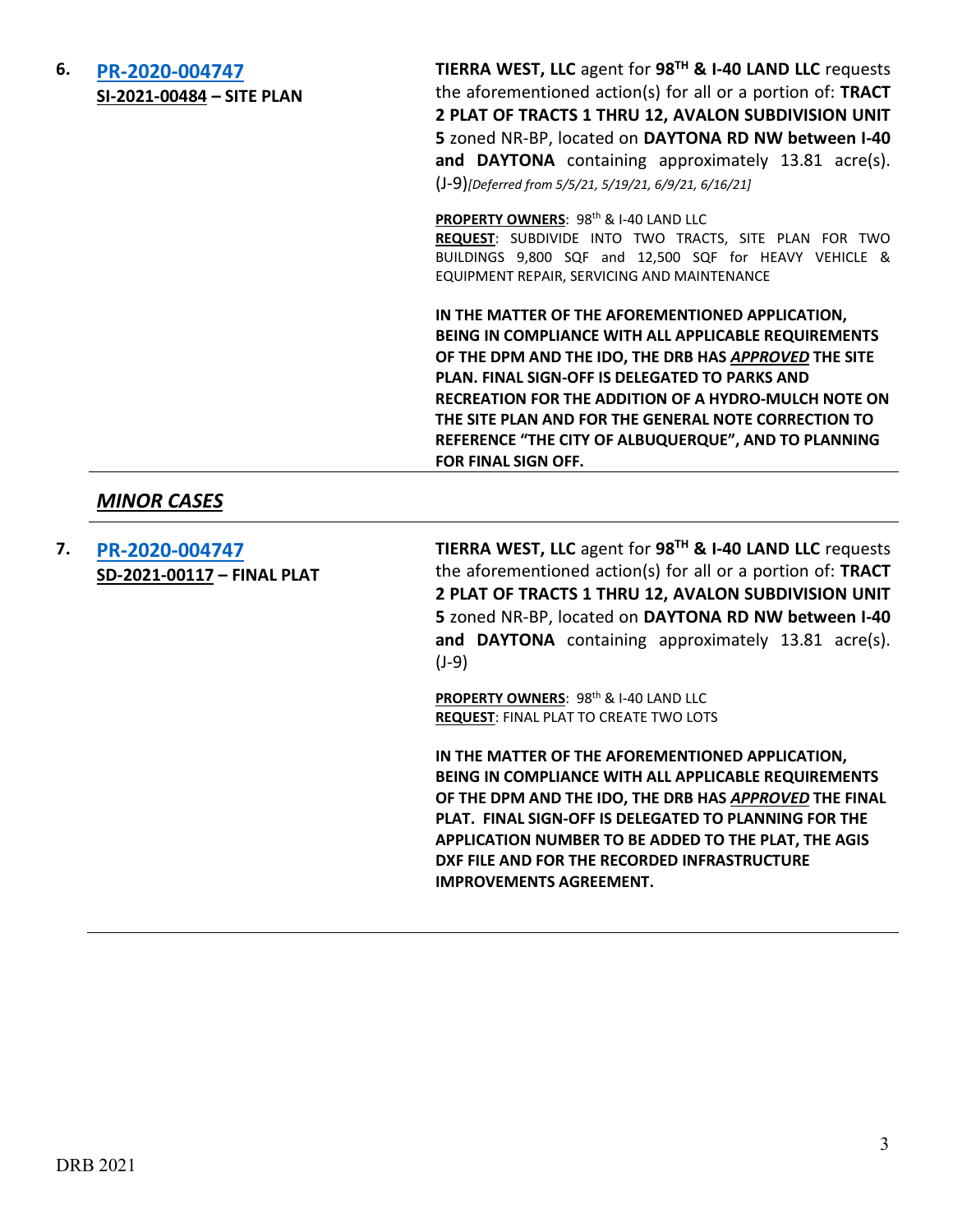6. **PR-2020-004747**
   **SI-2021-00484 – SITE PLAN**

**TIERRA WEST, LLC** agent for **98TH & I-40 LAND LLC** requests the aforementioned action(s) for all or a portion of: **TRACT 2 PLAT OF TRACTS 1 THRU 12, AVALON SUBDIVISION UNIT 5** zoned NR-BP, located on **DAYTONA RD NW between I-40 and DAYTONA** containing approximately 13.81 acre(s). (J-9)*[Deferred from 5/5/21, 5/19/21, 6/9/21, 6/16/21]*

**PROPERTY OWNERS**: 98th & I-40 LAND LLC
**REQUEST**: SUBDIVIDE INTO TWO TRACTS, SITE PLAN FOR TWO BUILDINGS 9,800 SQF and 12,500 SQF for HEAVY VEHICLE & EQUIPMENT REPAIR, SERVICING AND MAINTENANCE

**IN THE MATTER OF THE AFOREMENTIONED APPLICATION, BEING IN COMPLIANCE WITH ALL APPLICABLE REQUIREMENTS OF THE DPM AND THE IDO, THE DRB HAS *APPROVED* THE SITE PLAN. FINAL SIGN-OFF IS DELEGATED TO PARKS AND RECREATION FOR THE ADDITION OF A HYDRO-MULCH NOTE ON THE SITE PLAN AND FOR THE GENERAL NOTE CORRECTION TO REFERENCE "THE CITY OF ALBUQUERQUE", AND TO PLANNING FOR FINAL SIGN OFF.**

---

## *MINOR CASES*

---

7. **PR-2020-004747**
   **SD-2021-00117 – FINAL PLAT**

**TIERRA WEST, LLC** agent for **98TH & I-40 LAND LLC** requests the aforementioned action(s) for all or a portion of: **TRACT 2 PLAT OF TRACTS 1 THRU 12, AVALON SUBDIVISION UNIT 5** zoned NR-BP, located on **DAYTONA RD NW between I-40 and DAYTONA** containing approximately 13.81 acre(s). (J-9)

**PROPERTY OWNERS**: 98th & I-40 LAND LLC
**REQUEST**: FINAL PLAT TO CREATE TWO LOTS

**IN THE MATTER OF THE AFOREMENTIONED APPLICATION, BEING IN COMPLIANCE WITH ALL APPLICABLE REQUIREMENTS OF THE DPM AND THE IDO, THE DRB HAS *APPROVED* THE FINAL PLAT. FINAL SIGN-OFF IS DELEGATED TO PLANNING FOR THE APPLICATION NUMBER TO BE ADDED TO THE PLAT, THE AGIS DXF FILE AND FOR THE RECORDED INFRASTRUCTURE IMPROVEMENTS AGREEMENT.**

---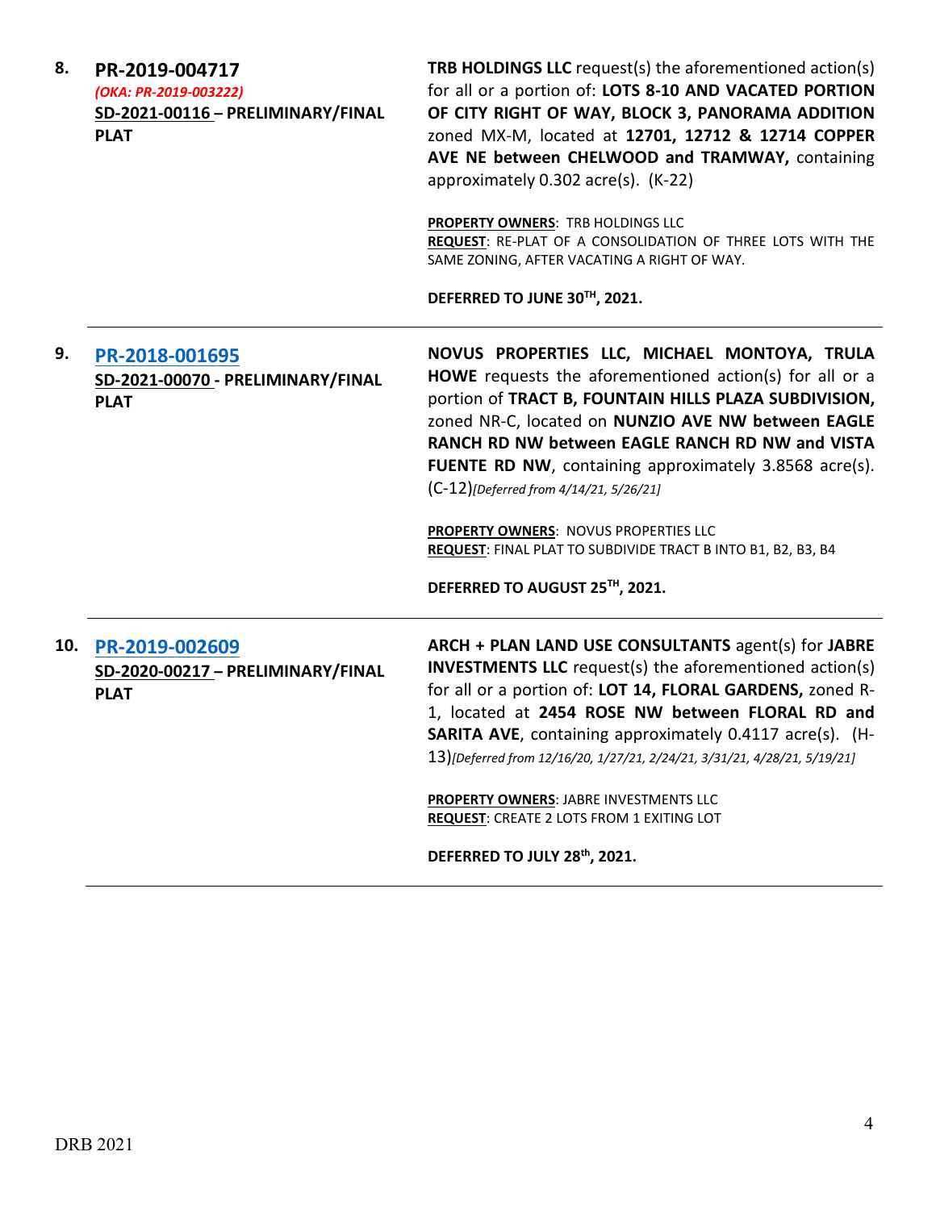| | | |
|---|---|---|
| **8.** | **PR-2019-004717**<br>***(OKA: PR-2019-003222)***<br>**SD-2021-00116 – PRELIMINARY/FINAL PLAT** | **TRB HOLDINGS LLC** request(s) the aforementioned action(s) for all or a portion of: **LOTS 8-10 AND VACATED PORTION OF CITY RIGHT OF WAY, BLOCK 3, PANORAMA ADDITION** zoned MX-M, located at **12701, 12712 & 12714 COPPER AVE NE between CHELWOOD and TRAMWAY,** containing approximately 0.302 acre(s). (K-22)<br><br>**PROPERTY OWNERS**: TRB HOLDINGS LLC<br>**REQUEST**: RE-PLAT OF A CONSOLIDATION OF THREE LOTS WITH THE SAME ZONING, AFTER VACATING A RIGHT OF WAY.<br><br>**DEFERRED TO JUNE 30TH, 2021.** |
| **9.** | **PR-2018-001695**<br>**SD-2021-00070 - PRELIMINARY/FINAL PLAT** | **NOVUS PROPERTIES LLC, MICHAEL MONTOYA, TRULA HOWE** requests the aforementioned action(s) for all or a portion of **TRACT B, FOUNTAIN HILLS PLAZA SUBDIVISION,** zoned NR-C, located on **NUNZIO AVE NW between EAGLE RANCH RD NW between EAGLE RANCH RD NW and VISTA FUENTE RD NW**, containing approximately 3.8568 acre(s). (C-12)*[Deferred from 4/14/21, 5/26/21]*<br><br>**PROPERTY OWNERS**: NOVUS PROPERTIES LLC<br>**REQUEST**: FINAL PLAT TO SUBDIVIDE TRACT B INTO B1, B2, B3, B4<br><br>**DEFERRED TO AUGUST 25TH, 2021.** |
| **10.** | **PR-2019-002609**<br>**SD-2020-00217 – PRELIMINARY/FINAL PLAT** | **ARCH + PLAN LAND USE CONSULTANTS** agent(s) for **JABRE INVESTMENTS LLC** request(s) the aforementioned action(s) for all or a portion of: **LOT 14, FLORAL GARDENS,** zoned R-1, located at **2454 ROSE NW between FLORAL RD and SARITA AVE**, containing approximately 0.4117 acre(s). (H-13)*[Deferred from 12/16/20, 1/27/21, 2/24/21, 3/31/21, 4/28/21, 5/19/21]*<br><br>**PROPERTY OWNERS**: JABRE INVESTMENTS LLC<br>**REQUEST**: CREATE 2 LOTS FROM 1 EXITING LOT<br><br>**DEFERRED TO JULY 28th, 2021.** |

DRB 2021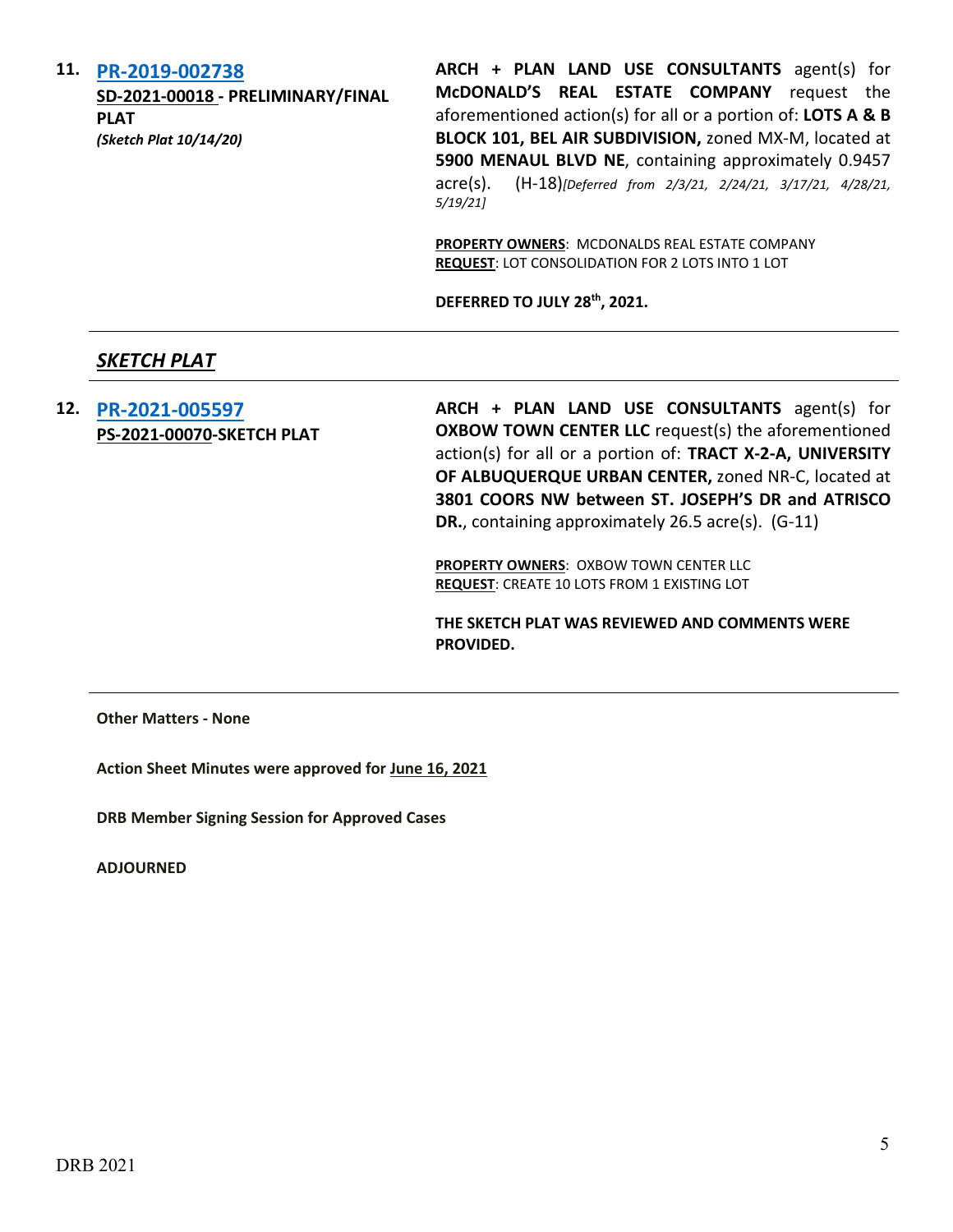**11. PR-2019-002738**

**SD-2021-00018 - PRELIMINARY/FINAL PLAT**
***(Sketch Plat 10/14/20)***

**ARCH + PLAN LAND USE CONSULTANTS** agent(s) for **McDONALD'S REAL ESTATE COMPANY** request the aforementioned action(s) for all or a portion of: **LOTS A & B BLOCK 101, BEL AIR SUBDIVISION,** zoned MX-M, located at **5900 MENAUL BLVD NE**, containing approximately 0.9457 acre(s). (H-18)*[Deferred from 2/3/21, 2/24/21, 3/17/21, 4/28/21, 5/19/21]*

**PROPERTY OWNERS**: MCDONALDS REAL ESTATE COMPANY
**REQUEST**: LOT CONSOLIDATION FOR 2 LOTS INTO 1 LOT

**DEFERRED TO JULY 28th, 2021.**

---

## *SKETCH PLAT*

---

**12. PR-2021-005597**

**PS-2021-00070-SKETCH PLAT**

**ARCH + PLAN LAND USE CONSULTANTS** agent(s) for **OXBOW TOWN CENTER LLC** request(s) the aforementioned action(s) for all or a portion of: **TRACT X-2-A, UNIVERSITY OF ALBUQUERQUE URBAN CENTER,** zoned NR-C, located at **3801 COORS NW between ST. JOSEPH'S DR and ATRISCO DR.**, containing approximately 26.5 acre(s). (G-11)

**PROPERTY OWNERS**: OXBOW TOWN CENTER LLC
**REQUEST**: CREATE 10 LOTS FROM 1 EXISTING LOT

**THE SKETCH PLAT WAS REVIEWED AND COMMENTS WERE PROVIDED.**

---

**Other Matters - None**

**Action Sheet Minutes were approved for June 16, 2021**

**DRB Member Signing Session for Approved Cases**

**ADJOURNED**